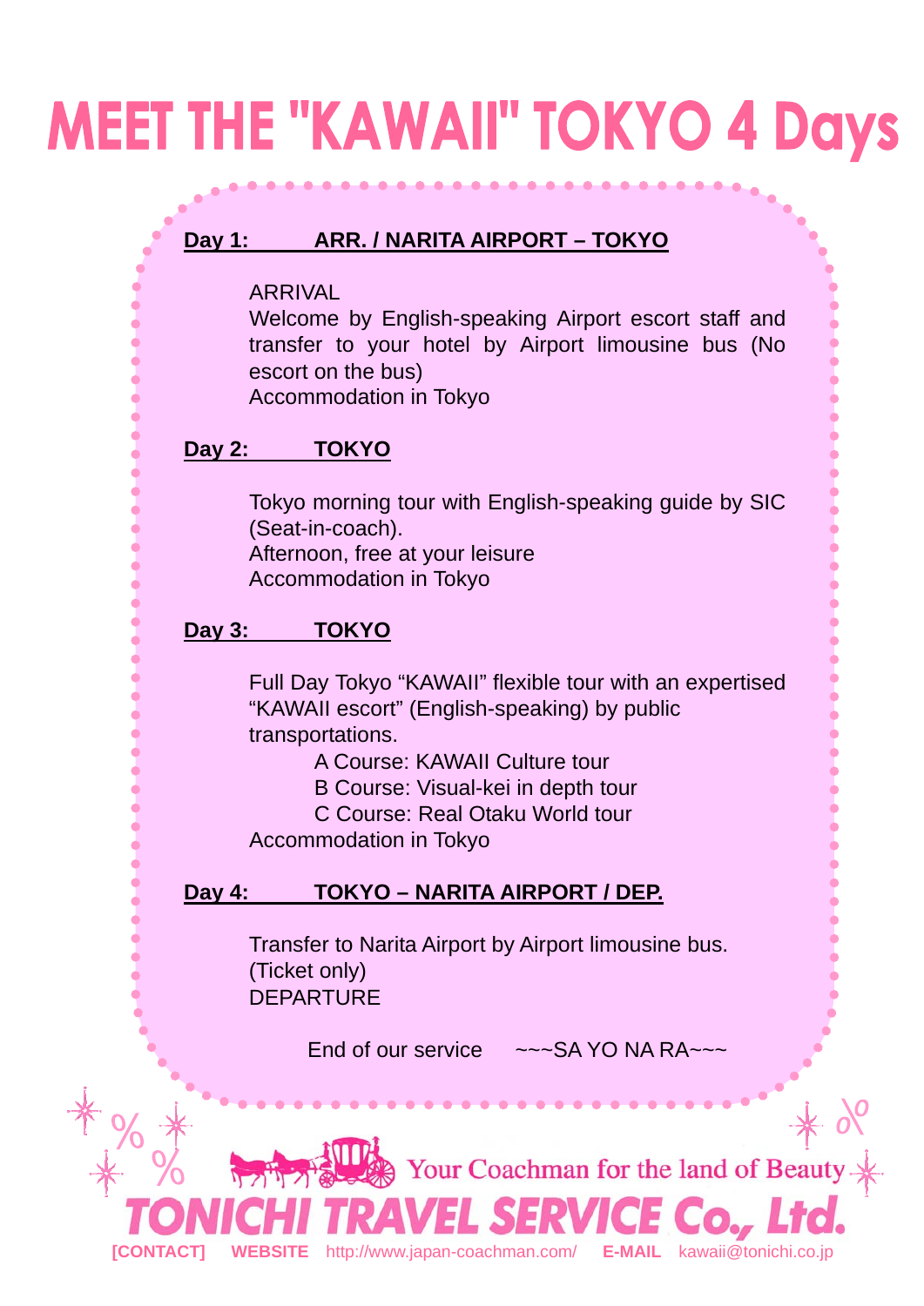# MEET THE "KAWAII" TOKYO 4 Days

**Day 1: ARR. / NARITA AIRPORT – TOKYO**

ARRIVAL
Welcome by English-speaking Airport escort staff and transfer to your hotel by Airport limousine bus (No escort on the bus)
Accommodation in Tokyo

**Day 2: TOKYO**

Tokyo morning tour with English-speaking guide by SIC (Seat-in-coach).
Afternoon, free at your leisure
Accommodation in Tokyo

**Day 3: TOKYO**

Full Day Tokyo "KAWAII" flexible tour with an expertised "KAWAII escort" (English-speaking) by public transportations.

A Course: KAWAII Culture tour
B Course: Visual-kei in depth tour
C Course: Real Otaku World tour

Accommodation in Tokyo

**Day 4: TOKYO – NARITA AIRPORT / DEP.**

Transfer to Narita Airport by Airport limousine bus.
(Ticket only)
DEPARTURE

End of our service ~~~SA YO NA RA~~~

Your Coachman for the land of Beauty

**TONICHI TRAVEL SERVICE Co., Ltd.**

[CONTACT] WEBSITE http://www.japan-coachman.com/ E-MAIL kawaii@tonichi.co.jp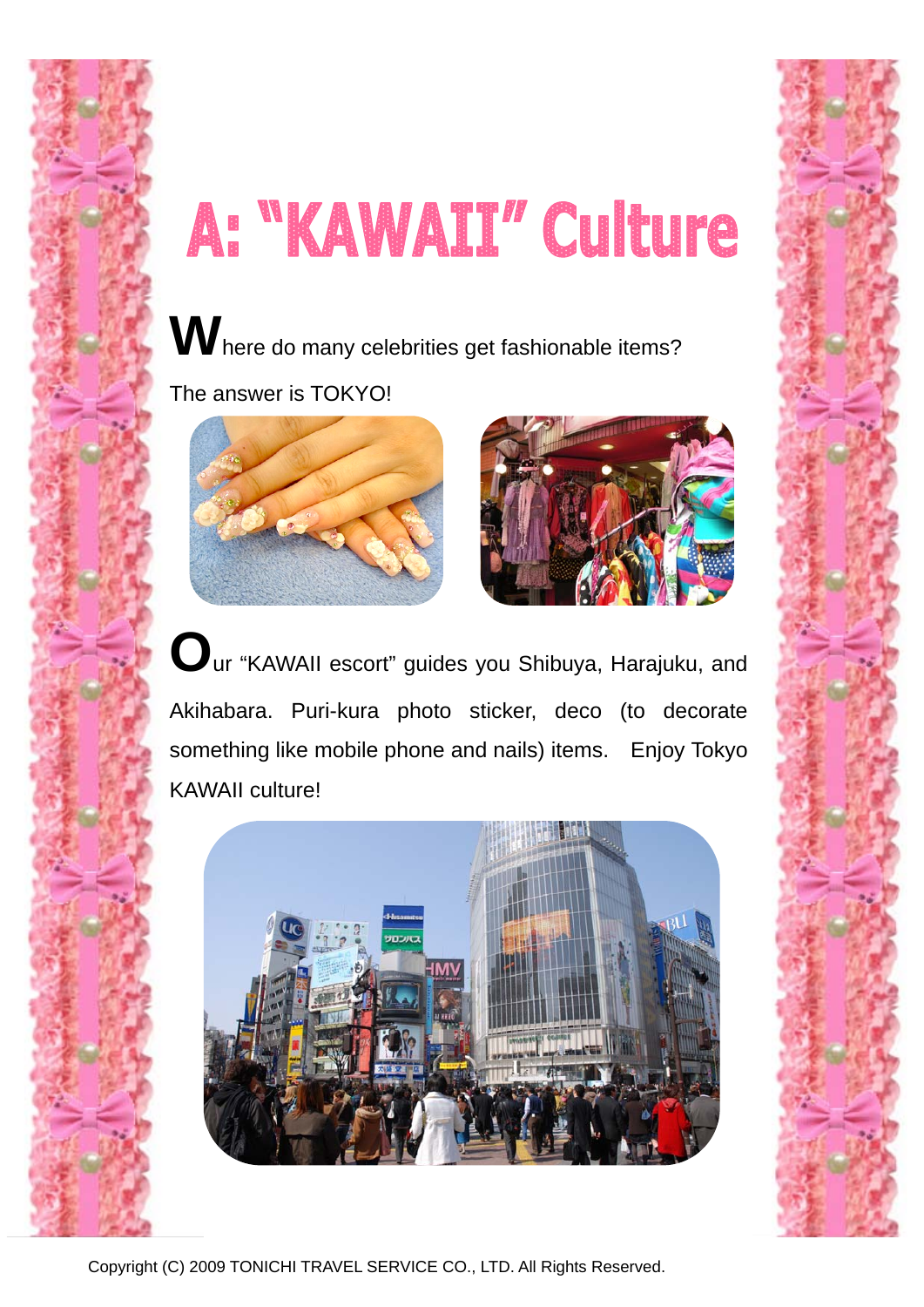# A: "KAWAII" Culture

Where do many celebrities get fashionable items?

The answer is TOKYO!

Our "KAWAII escort" guides you Shibuya, Harajuku, and Akihabara. Puri-kura photo sticker, deco (to decorate something like mobile phone and nails) items. Enjoy Tokyo KAWAII culture!

Copyright (C) 2009 TONICHI TRAVEL SERVICE CO., LTD. All Rights Reserved.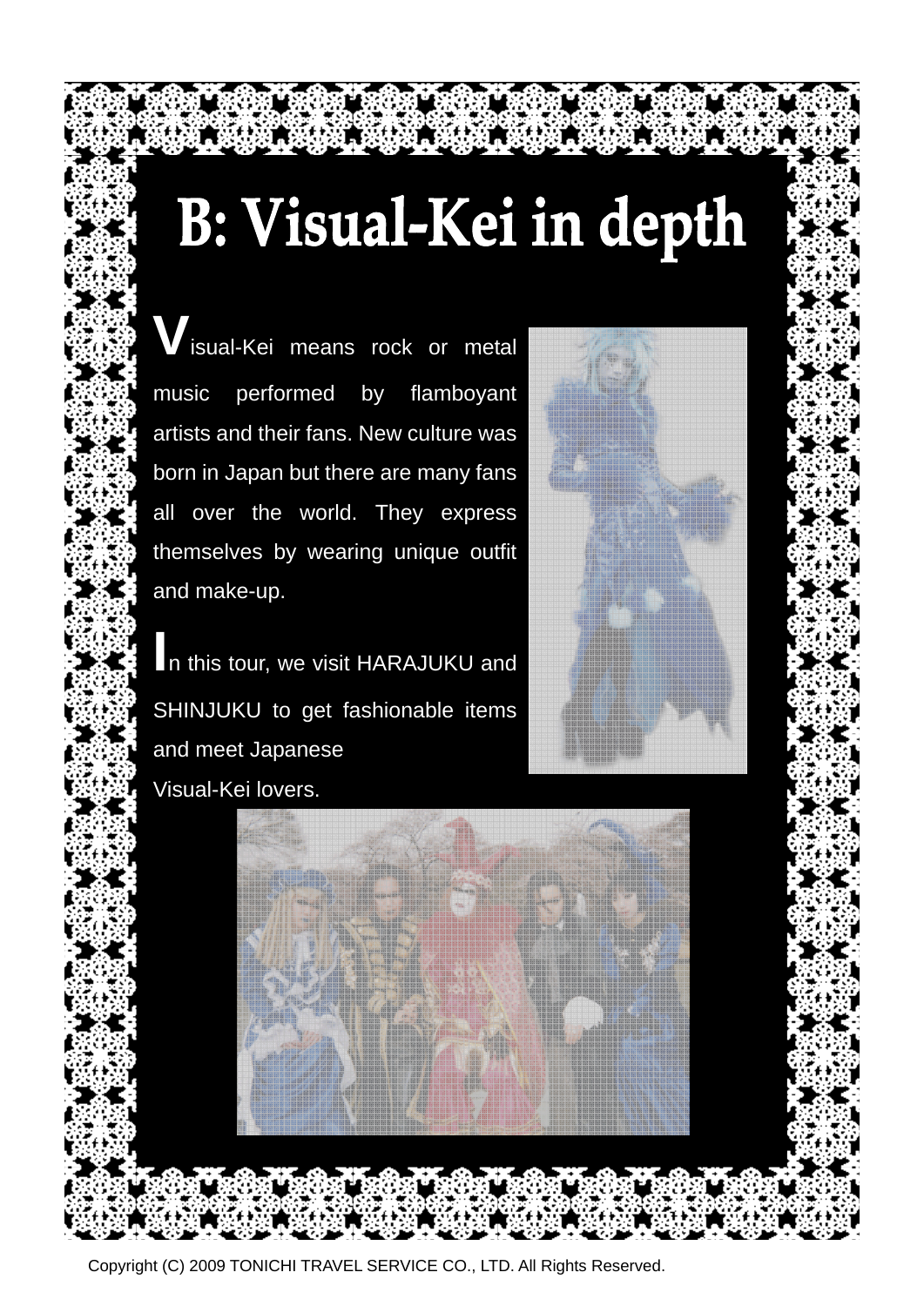# B: Visual-Kei in depth

Visual-Kei means rock or metal music performed by flamboyant artists and their fans. New culture was born in Japan but there are many fans all over the world. They express themselves by wearing unique outfit and make-up.

In this tour, we visit HARAJUKU and SHINJUKU to get fashionable items and meet Japanese Visual-Kei lovers.

Copyright (C) 2009 TONICHI TRAVEL SERVICE CO., LTD. All Rights Reserved.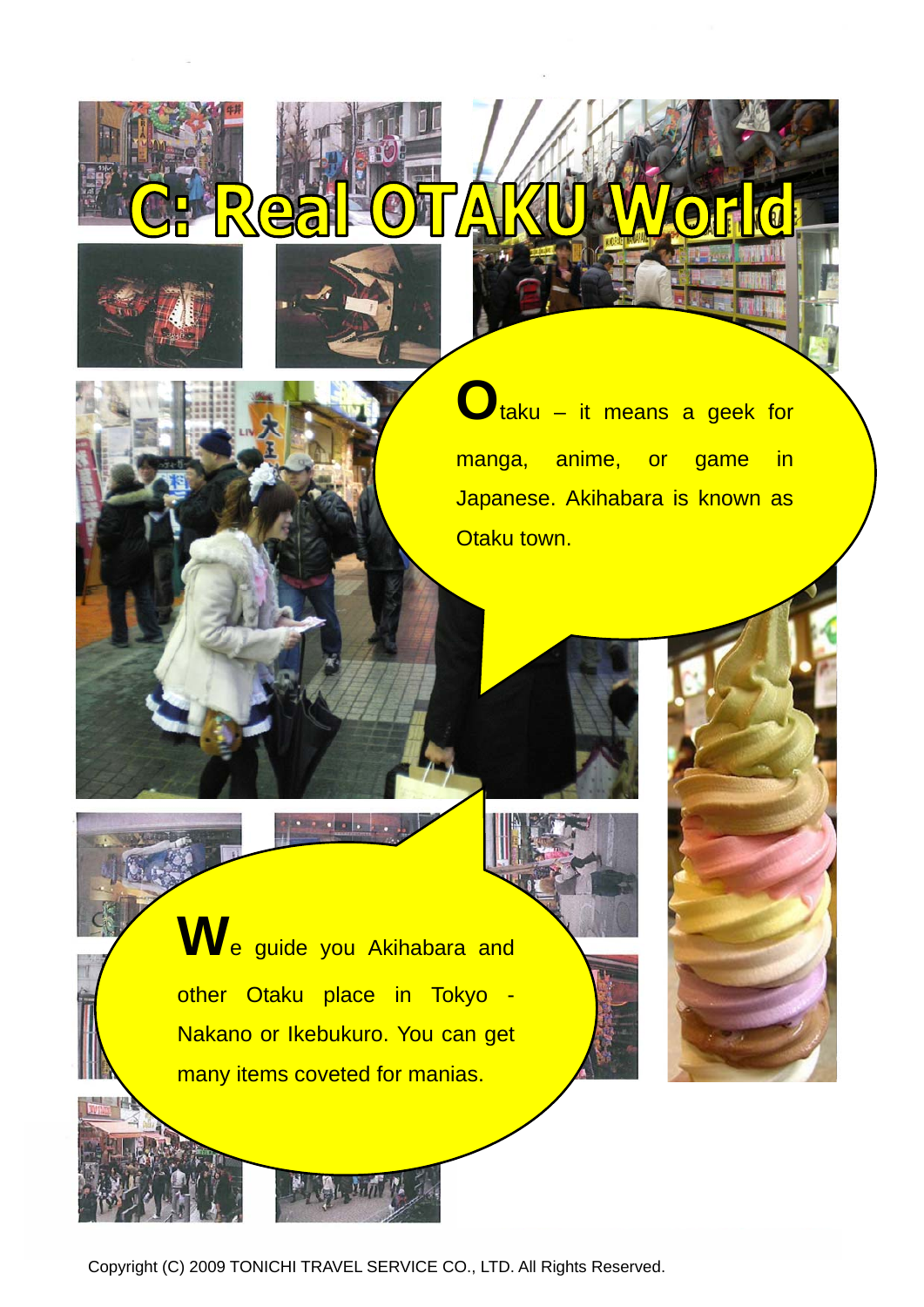# C: Real OTAKU World

**O**taku – it means a geek for manga, anime, or game in Japanese. Akihabara is known as Otaku town.

**W**e guide you Akihabara and other Otaku place in Tokyo - Nakano or Ikebukuro. You can get many items coveted for manias.

Copyright (C) 2009 TONICHI TRAVEL SERVICE CO., LTD. All Rights Reserved.